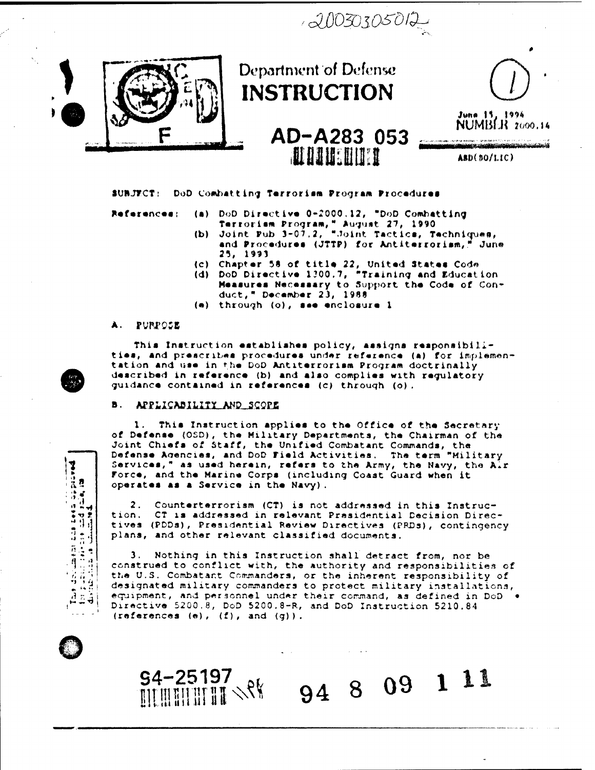# Department of Defense INSTRUCTION

June 15, 1994
NUMBER 2000.14

ASD(SO/LIC)

SUBJECT: DoD Combatting Terrorism Program Procedures

References:
(a) DoD Directive O-2000.12, "DoD Combatting Terrorism Program," August 27, 1990
(b) Joint Pub 3-07.2, "Joint Tactics, Techniques, and Procedures (JTTP) for Antiterrorism," June 25, 1993
(c) Chapter 58 of title 22, United States Code
(d) DoD Directive 1300.7, "Training and Education Measures Necessary to Support the Code of Conduct," December 23, 1988
(e) through (o), see enclosure 1

## A. PURPOSE

This Instruction establishes policy, assigns responsibilities, and prescribes procedures under reference (a) for implementation and use in the DoD Antiterrorism Program doctrinally described in reference (b) and also complies with regulatory guidance contained in references (c) through (o).

## B. APPLICABILITY AND SCOPE

1. This Instruction applies to the Office of the Secretary of Defense (OSD), the Military Departments, the Chairman of the Joint Chiefs of Staff, the Unified Combatant Commands, the Defense Agencies, and DoD Field Activities. The term "Military Services," as used herein, refers to the Army, the Navy, the Air Force, and the Marine Corps (including Coast Guard when it operates as a Service in the Navy).

2. Counterterrorism (CT) is not addressed in this Instruction. CT is addressed in relevant Presidential Decision Directives (PDDs), Presidential Review Directives (PRDs), contingency plans, and other relevant classified documents.

3. Nothing in this Instruction shall detract from, nor be construed to conflict with, the authority and responsibilities of the U.S. Combatant Commanders, or the inherent responsibility of designated military commanders to protect military installations, equipment, and personnel under their command, as defined in DoD Directive 5200.8, DoD 5200.8-R, and DoD Instruction 5210.84 (references (e), (f), and (g)).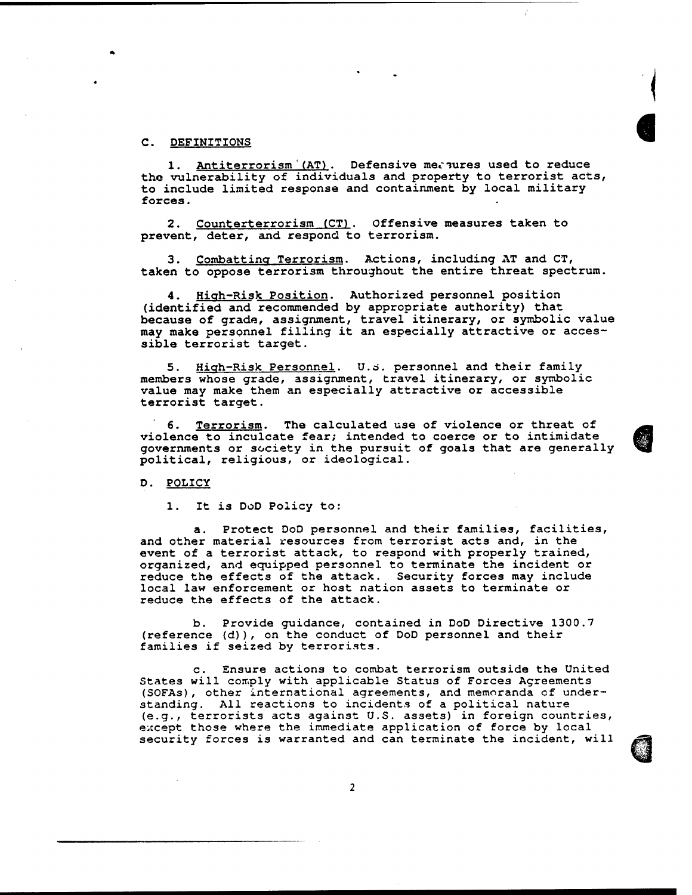C. DEFINITIONS

1. Antiterrorism (AT). Defensive measures used to reduce the vulnerability of individuals and property to terrorist acts, to include limited response and containment by local military forces.

2. Counterterrorism (CT). Offensive measures taken to prevent, deter, and respond to terrorism.

3. Combatting Terrorism. Actions, including AT and CT, taken to oppose terrorism throughout the entire threat spectrum.

4. High-Risk Position. Authorized personnel position (identified and recommended by appropriate authority) that because of grade, assignment, travel itinerary, or symbolic value may make personnel filling it an especially attractive or accessible terrorist target.

5. High-Risk Personnel. U.S. personnel and their family members whose grade, assignment, travel itinerary, or symbolic value may make them an especially attractive or accessible terrorist target.

6. Terrorism. The calculated use of violence or threat of violence to inculcate fear; intended to coerce or to intimidate governments or society in the pursuit of goals that are generally political, religious, or ideological.

D. POLICY

1. It is DoD Policy to:

a. Protect DoD personnel and their families, facilities, and other material resources from terrorist acts and, in the event of a terrorist attack, to respond with properly trained, organized, and equipped personnel to terminate the incident or reduce the effects of the attack. Security forces may include local law enforcement or host nation assets to terminate or reduce the effects of the attack.

b. Provide guidance, contained in DoD Directive 1300.7 (reference (d)), on the conduct of DoD personnel and their families if seized by terrorists.

c. Ensure actions to combat terrorism outside the United States will comply with applicable Status of Forces Agreements (SOFAs), other international agreements, and memoranda of understanding. All reactions to incidents of a political nature (e.g., terrorists acts against U.S. assets) in foreign countries, except those where the immediate application of force by local security forces is warranted and can terminate the incident, will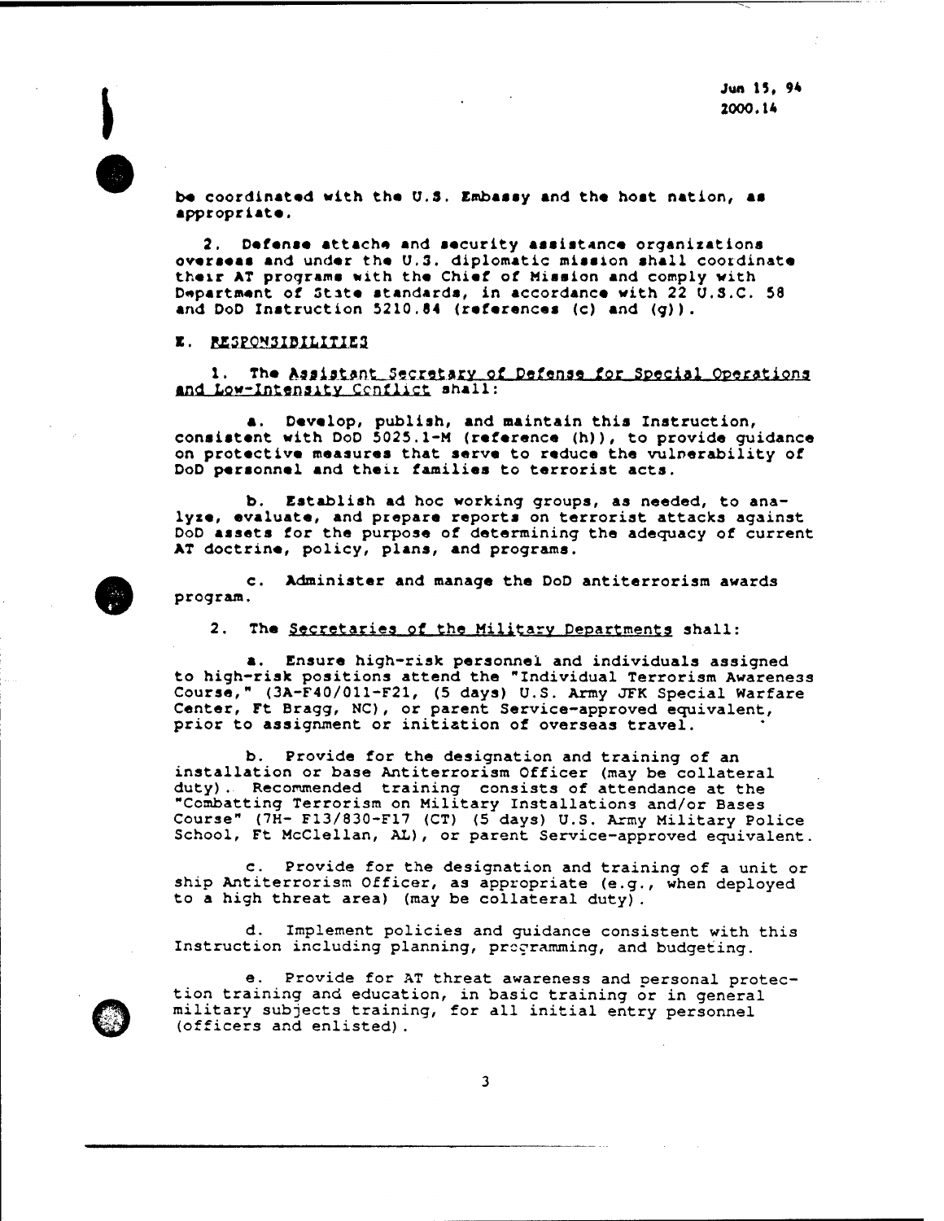be coordinated with the U.S. Embassy and the host nation, as appropriate.

2. Defense attache and security assistance organizations overseas and under the U.S. diplomatic mission shall coordinate their AT programs with the Chief of Mission and comply with Department of State standards, in accordance with 22 U.S.C. 58 and DoD Instruction 5210.84 (references (c) and (g)).

## E. RESPONSIBILITIES

1. The Assistant Secretary of Defense for Special Operations and Low-Intensity Conflict shall:

a. Develop, publish, and maintain this Instruction, consistent with DoD 5025.1-M (reference (h)), to provide guidance on protective measures that serve to reduce the vulnerability of DoD personnel and their families to terrorist acts.

b. Establish ad hoc working groups, as needed, to analyze, evaluate, and prepare reports on terrorist attacks against DoD assets for the purpose of determining the adequacy of current AT doctrine, policy, plans, and programs.

c. Administer and manage the DoD antiterrorism awards program.

2. The Secretaries of the Military Departments shall:

a. Ensure high-risk personnel and individuals assigned to high-risk positions attend the "Individual Terrorism Awareness Course," (3A-F40/011-F21, (5 days) U.S. Army JFK Special Warfare Center, Ft Bragg, NC), or parent Service-approved equivalent, prior to assignment or initiation of overseas travel.

b. Provide for the designation and training of an installation or base Antiterrorism Officer (may be collateral duty). Recommended training consists of attendance at the "Combatting Terrorism on Military Installations and/or Bases Course" (7H- F13/830-F17 (CT) (5 days) U.S. Army Military Police School, Ft McClellan, AL), or parent Service-approved equivalent.

c. Provide for the designation and training of a unit or ship Antiterrorism Officer, as appropriate (e.g., when deployed to a high threat area) (may be collateral duty).

d. Implement policies and guidance consistent with this Instruction including planning, programming, and budgeting.

e. Provide for AT threat awareness and personal protection training and education, in basic training or in general military subjects training, for all initial entry personnel (officers and enlisted).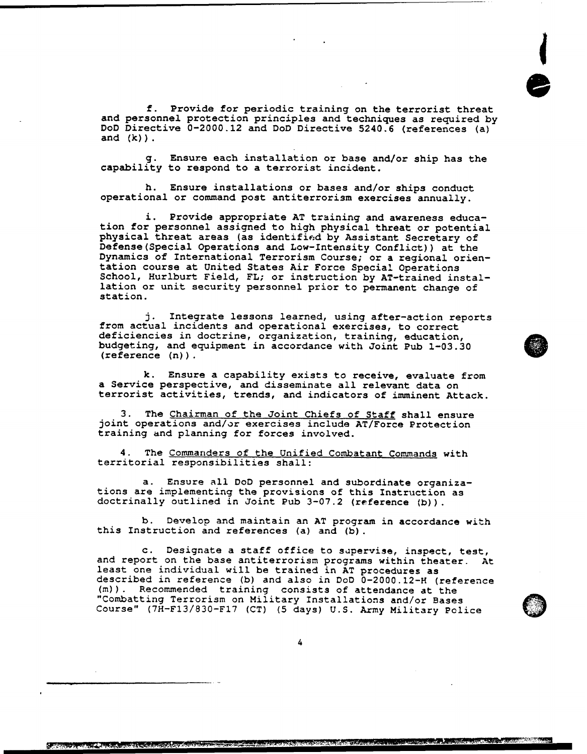f. Provide for periodic training on the terrorist threat and personnel protection principles and techniques as required by DoD Directive 0-2000.12 and DoD Directive 5240.6 (references (a) and (k)).

g. Ensure each installation or base and/or ship has the capability to respond to a terrorist incident.

h. Ensure installations or bases and/or ships conduct operational or command post antiterrorism exercises annually.

i. Provide appropriate AT training and awareness education for personnel assigned to high physical threat or potential physical threat areas (as identified by Assistant Secretary of Defense(Special Operations and Low-Intensity Conflict)) at the Dynamics of International Terrorism Course; or a regional orientation course at United States Air Force Special Operations School, Hurlburt Field, FL; or instruction by AT-trained installation or unit security personnel prior to permanent change of station.

j. Integrate lessons learned, using after-action reports from actual incidents and operational exercises, to correct deficiencies in doctrine, organization, training, education, budgeting, and equipment in accordance with Joint Pub 1-03.30 (reference (n)).

k. Ensure a capability exists to receive, evaluate from a Service perspective, and disseminate all relevant data on terrorist activities, trends, and indicators of imminent Attack.

3. The Chairman of the Joint Chiefs of Staff shall ensure joint operations and/or exercises include AT/Force Protection training and planning for forces involved.

4. The Commanders of the Unified Combatant Commands with territorial responsibilities shall:

a. Ensure all DoD personnel and subordinate organizations are implementing the provisions of this Instruction as doctrinally outlined in Joint Pub 3-07.2 (reference (b)).

b. Develop and maintain an AT program in accordance with this Instruction and references (a) and (b).

c. Designate a staff office to supervise, inspect, test, and report on the base antiterrorism programs within theater. At least one individual will be trained in AT procedures as described in reference (b) and also in DoD 0-2000.12-H (reference (m)). Recommended training consists of attendance at the "Combatting Terrorism on Military Installations and/or Bases Course" (7H-F13/830-F17 (CT) (5 days) U.S. Army Military Police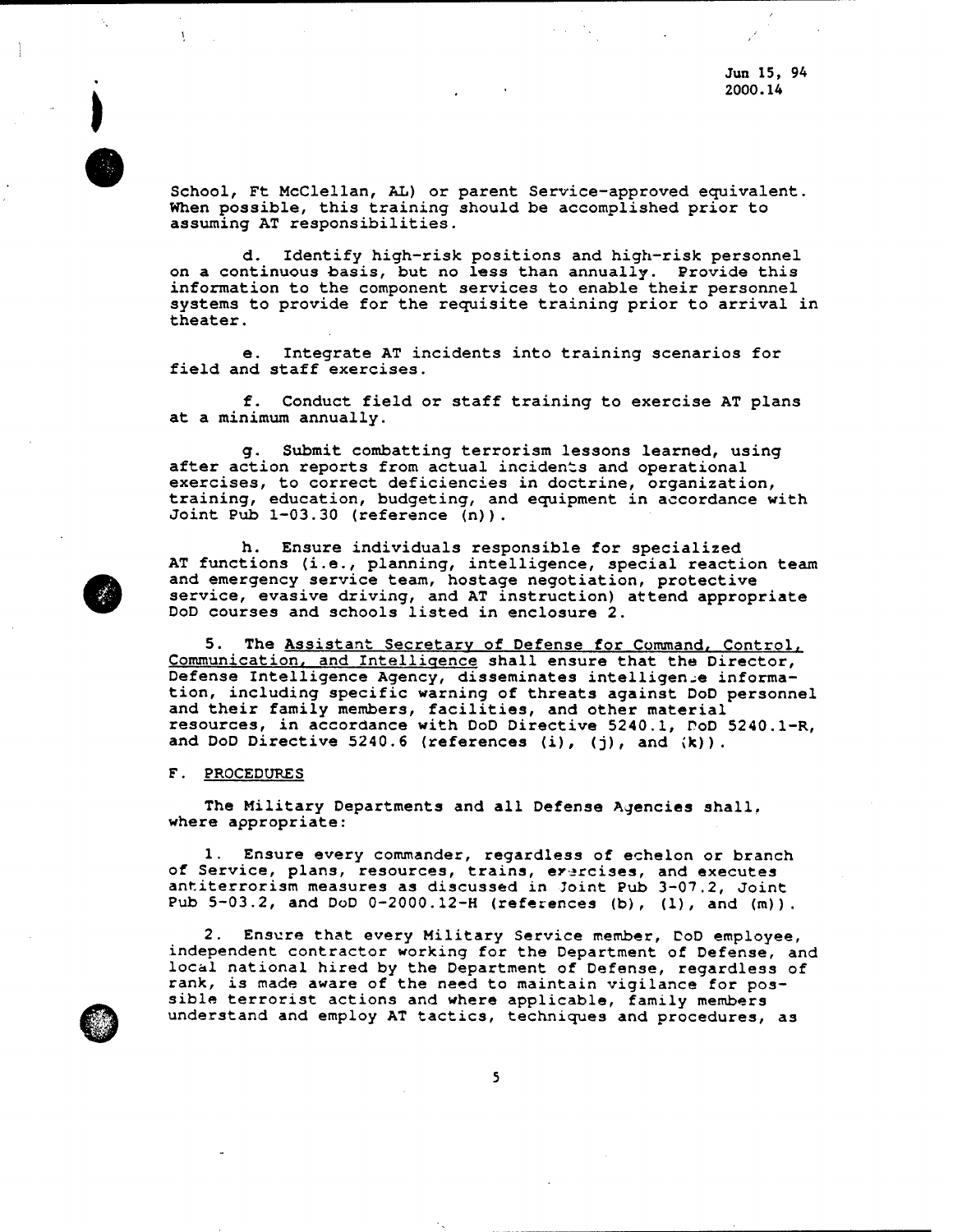School, Ft McClellan, AL) or parent Service-approved equivalent. When possible, this training should be accomplished prior to assuming AT responsibilities.

d. Identify high-risk positions and high-risk personnel on a continuous basis, but no less than annually. Provide this information to the component services to enable their personnel systems to provide for the requisite training prior to arrival in theater.

e. Integrate AT incidents into training scenarios for field and staff exercises.

f. Conduct field or staff training to exercise AT plans at a minimum annually.

g. Submit combatting terrorism lessons learned, using after action reports from actual incidents and operational exercises, to correct deficiencies in doctrine, organization, training, education, budgeting, and equipment in accordance with Joint Pub 1-03.30 (reference (n)).

h. Ensure individuals responsible for specialized AT functions (i.e., planning, intelligence, special reaction team and emergency service team, hostage negotiation, protective service, evasive driving, and AT instruction) attend appropriate DoD courses and schools listed in enclosure 2.

5. The Assistant Secretary of Defense for Command, Control, Communication, and Intelligence shall ensure that the Director, Defense Intelligence Agency, disseminates intelligence information, including specific warning of threats against DoD personnel and their family members, facilities, and other material resources, in accordance with DoD Directive 5240.1, DoD 5240.1-R, and DoD Directive 5240.6 (references (i), (j), and (k)).

## F. PROCEDURES

The Military Departments and all Defense Agencies shall, where appropriate:

1. Ensure every commander, regardless of echelon or branch of Service, plans, resources, trains, exercises, and executes antiterrorism measures as discussed in Joint Pub 3-07.2, Joint Pub 5-03.2, and DoD 0-2000.12-H (references (b), (l), and (m)).

2. Ensure that every Military Service member, DoD employee, independent contractor working for the Department of Defense, and local national hired by the Department of Defense, regardless of rank, is made aware of the need to maintain vigilance for possible terrorist actions and where applicable, family members understand and employ AT tactics, techniques and procedures, as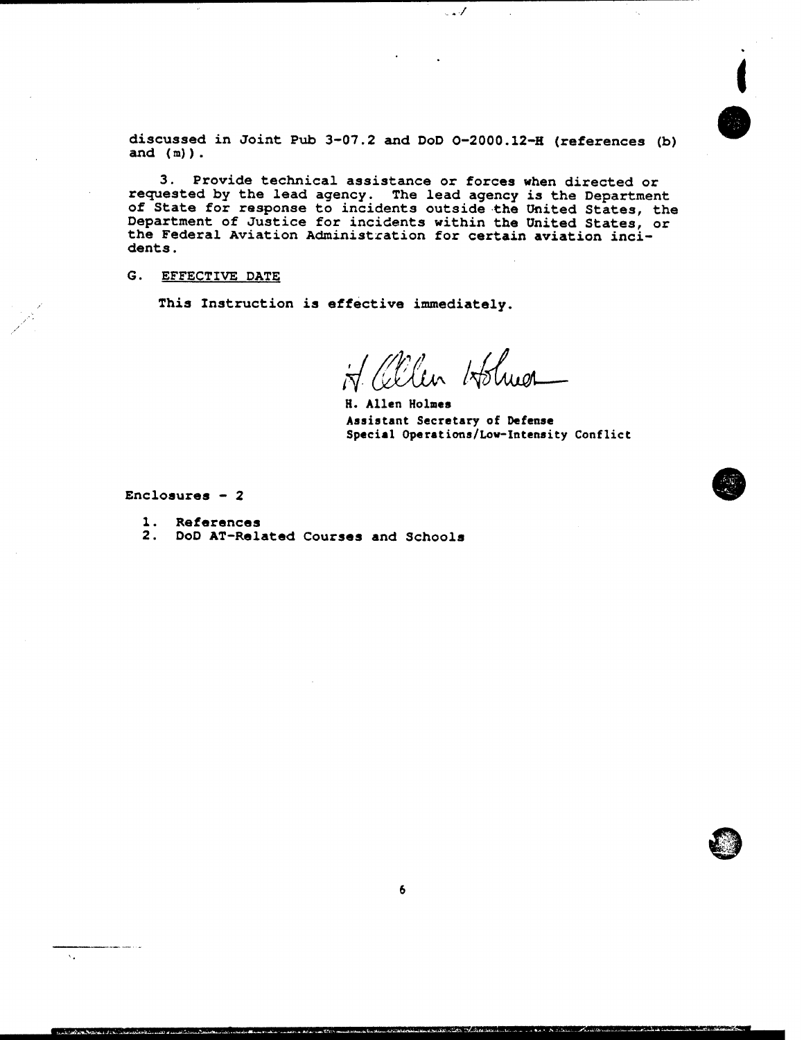discussed in Joint Pub 3-07.2 and DoD O-2000.12-H (references (b) and (m)).

3. Provide technical assistance or forces when directed or requested by the lead agency. The lead agency is the Department of State for response to incidents outside the United States, the Department of Justice for incidents within the United States, or the Federal Aviation Administration for certain aviation incidents.

G. EFFECTIVE DATE

This Instruction is effective immediately.

H. Allen Holmes

**H. Allen Holmes**
**Assistant Secretary of Defense**
**Special Operations/Low-Intensity Conflict**

Enclosures - 2

1. References
2. DoD AT-Related Courses and Schools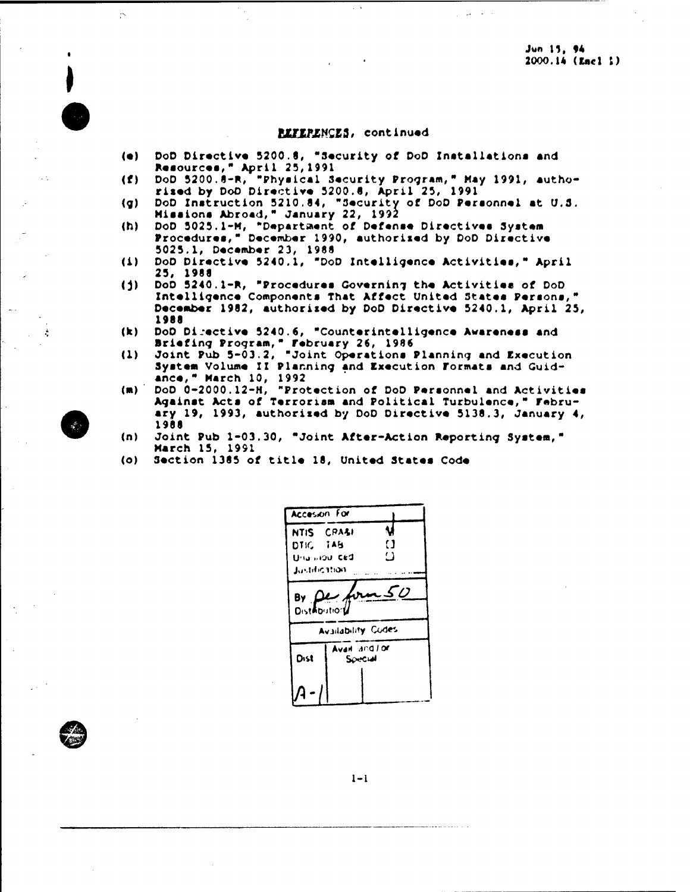Jun 15, 94
2000.14 (Encl 1)

## REFERENCES, continued

(e) DoD Directive 5200.8, "Security of DoD Installations and Resources," April 25,1991
(f) DoD 5200.8-R, "Physical Security Program," May 1991, authorized by DoD Directive 5200.8, April 25, 1991
(g) DoD Instruction 5210.84, "Security of DoD Personnel at U.S. Missions Abroad," January 22, 1992
(h) DoD 5025.1-M, "Department of Defense Directives System Procedures," December 1990, authorized by DoD Directive 5025.1, December 23, 1988
(i) DoD Directive 5240.1, "DoD Intelligence Activities," April 25, 1988
(j) DoD 5240.1-R, "Procedures Governing the Activities of DoD Intelligence Components That Affect United States Persons," December 1982, authorized by DoD Directive 5240.1, April 25, 1988
(k) DoD Directive 5240.6, "Counterintelligence Awareness and Briefing Program," February 26, 1986
(l) Joint Pub 5-03.2, "Joint Operations Planning and Execution System Volume II Planning and Execution Formats and Guidance," March 10, 1992
(m) DoD 0-2000.12-H, "Protection of DoD Personnel and Activities Against Acts of Terrorism and Political Turbulence," February 19, 1993, authorized by DoD Directive 5138.3, January 4, 1988
(n) Joint Pub 1-03.30, "Joint After-Action Reporting System," March 15, 1991
(o) Section 1385 of title 18, United States Code

| Accesion For | |
|---|---|
| NTIS CRA&I | ✓ |
| DTIC TAB | ☐ |
| Unannounced | ☐ |
| Justification | |
| By per form 50 | |
| Distribution | |
| Availability Codes | |
| Dist | Avail and/or Special |
| A-1 | |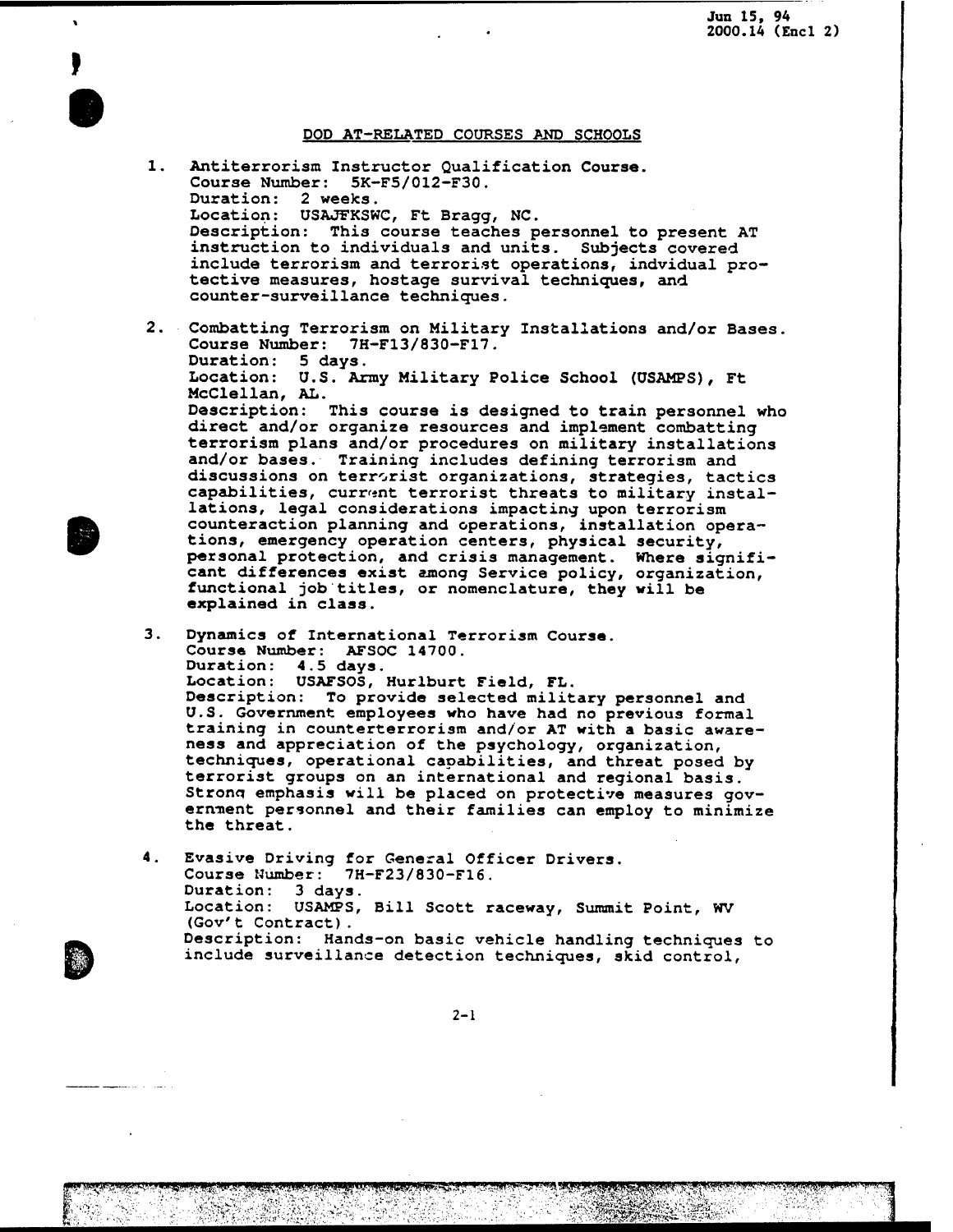## DOD AT-RELATED COURSES AND SCHOOLS

1. Antiterrorism Instructor Qualification Course.
   Course Number: 5K-F5/012-F30.
   Duration: 2 weeks.
   Location: USAJFKSWC, Ft Bragg, NC.
   Description: This course teaches personnel to present AT instruction to individuals and units. Subjects covered include terrorism and terrorist operations, indvidual protective measures, hostage survival techniques, and counter-surveillance techniques.

2. Combatting Terrorism on Military Installations and/or Bases.
   Course Number: 7H-F13/830-F17.
   Duration: 5 days.
   Location: U.S. Army Military Police School (USAMPS), Ft McClellan, AL.
   Description: This course is designed to train personnel who direct and/or organize resources and implement combatting terrorism plans and/or procedures on military installations and/or bases. Training includes defining terrorism and discussions on terrorist organizations, strategies, tactics capabilities, current terrorist threats to military installations, legal considerations impacting upon terrorism counteraction planning and operations, installation operations, emergency operation centers, physical security, personal protection, and crisis management. Where significant differences exist among Service policy, organization, functional job titles, or nomenclature, they will be explained in class.

3. Dynamics of International Terrorism Course.
   Course Number: AFSOC 14700.
   Duration: 4.5 days.
   Location: USAFSOS, Hurlburt Field, FL.
   Description: To provide selected military personnel and U.S. Government employees who have had no previous formal training in counterterrorism and/or AT with a basic awareness and appreciation of the psychology, organization, techniques, operational capabilities, and threat posed by terrorist groups on an international and regional basis. Strong emphasis will be placed on protective measures government personnel and their families can employ to minimize the threat.

4. Evasive Driving for General Officer Drivers.
   Course Number: 7H-F23/830-F16.
   Duration: 3 days.
   Location: USAMPS, Bill Scott raceway, Summit Point, WV (Gov't Contract).
   Description: Hands-on basic vehicle handling techniques to include surveillance detection techniques, skid control,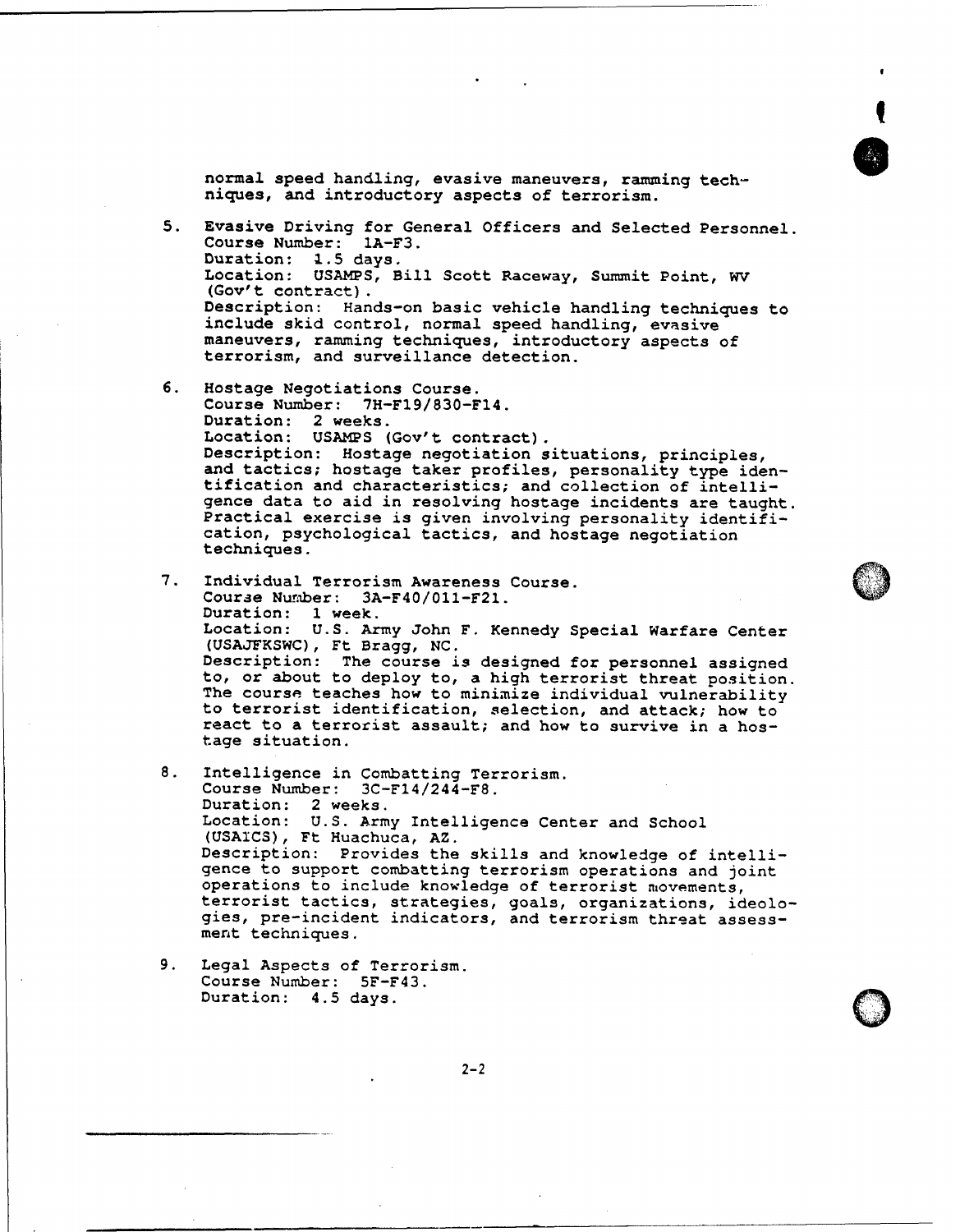normal speed handling, evasive maneuvers, ramming techniques, and introductory aspects of terrorism.

5. Evasive Driving for General Officers and Selected Personnel.
   Course Number: 1A-F3.
   Duration: 1.5 days.
   Location: USAMPS, Bill Scott Raceway, Summit Point, WV (Gov't contract).
   Description: Hands-on basic vehicle handling techniques to include skid control, normal speed handling, evasive maneuvers, ramming techniques, introductory aspects of terrorism, and surveillance detection.

6. Hostage Negotiations Course.
   Course Number: 7H-F19/830-F14.
   Duration: 2 weeks.
   Location: USAMPS (Gov't contract).
   Description: Hostage negotiation situations, principles, and tactics; hostage taker profiles, personality type identification and characteristics; and collection of intelligence data to aid in resolving hostage incidents are taught. Practical exercise is given involving personality identification, psychological tactics, and hostage negotiation techniques.

7. Individual Terrorism Awareness Course.
   Course Number: 3A-F40/011-F21.
   Duration: 1 week.
   Location: U.S. Army John F. Kennedy Special Warfare Center (USAJFKSWC), Ft Bragg, NC.
   Description: The course is designed for personnel assigned to, or about to deploy to, a high terrorist threat position. The course teaches how to minimize individual vulnerability to terrorist identification, selection, and attack; how to react to a terrorist assault; and how to survive in a hostage situation.

8. Intelligence in Combatting Terrorism.
   Course Number: 3C-F14/244-F8.
   Duration: 2 weeks.
   Location: U.S. Army Intelligence Center and School (USAICS), Ft Huachuca, AZ.
   Description: Provides the skills and knowledge of intelligence to support combatting terrorism operations and joint operations to include knowledge of terrorist movements, terrorist tactics, strategies, goals, organizations, ideologies, pre-incident indicators, and terrorism threat assessment techniques.

9. Legal Aspects of Terrorism.
   Course Number: 5F-F43.
   Duration: 4.5 days.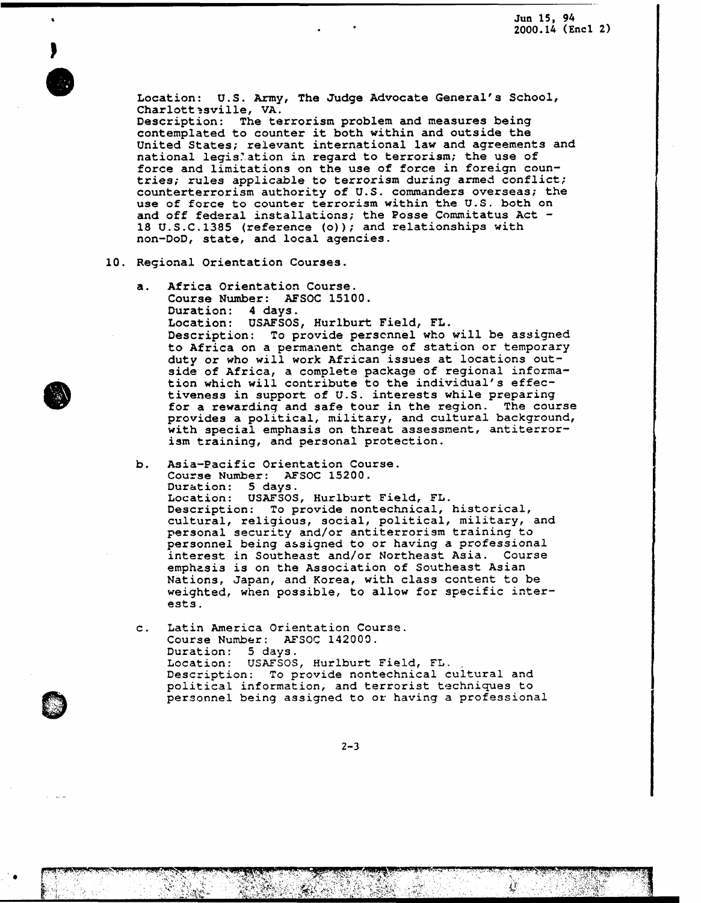Location: U.S. Army, The Judge Advocate General's School, Charlottesville, VA.
Description: The terrorism problem and measures being contemplated to counter it both within and outside the United States; relevant international law and agreements and national legislation in regard to terrorism; the use of force and limitations on the use of force in foreign countries; rules applicable to terrorism during armed conflict; counterterrorism authority of U.S. commanders overseas; the use of force to counter terrorism within the U.S. both on and off federal installations; the Posse Commitatus Act - 18 U.S.C.1385 (reference (o)); and relationships with non-DoD, state, and local agencies.

10. Regional Orientation Courses.

a. Africa Orientation Course.
Course Number: AFSOC 15100.
Duration: 4 days.
Location: USAFSOS, Hurlburt Field, FL.
Description: To provide personnel who will be assigned to Africa on a permanent change of station or temporary duty or who will work African issues at locations outside of Africa, a complete package of regional information which will contribute to the individual's effectiveness in support of U.S. interests while preparing for a rewarding and safe tour in the region. The course provides a political, military, and cultural background, with special emphasis on threat assessment, antiterrorism training, and personal protection.

b. Asia-Pacific Orientation Course.
Course Number: AFSOC 15200.
Duration: 5 days.
Location: USAFSOS, Hurlburt Field, FL.
Description: To provide nontechnical, historical, cultural, religious, social, political, military, and personal security and/or antiterrorism training to personnel being assigned to or having a professional interest in Southeast and/or Northeast Asia. Course emphasis is on the Association of Southeast Asian Nations, Japan, and Korea, with class content to be weighted, when possible, to allow for specific interests.

c. Latin America Orientation Course.
Course Number: AFSOC 142000.
Duration: 5 days.
Location: USAFSOS, Hurlburt Field, FL.
Description: To provide nontechnical cultural and political information, and terrorist techniques to personnel being assigned to or having a professional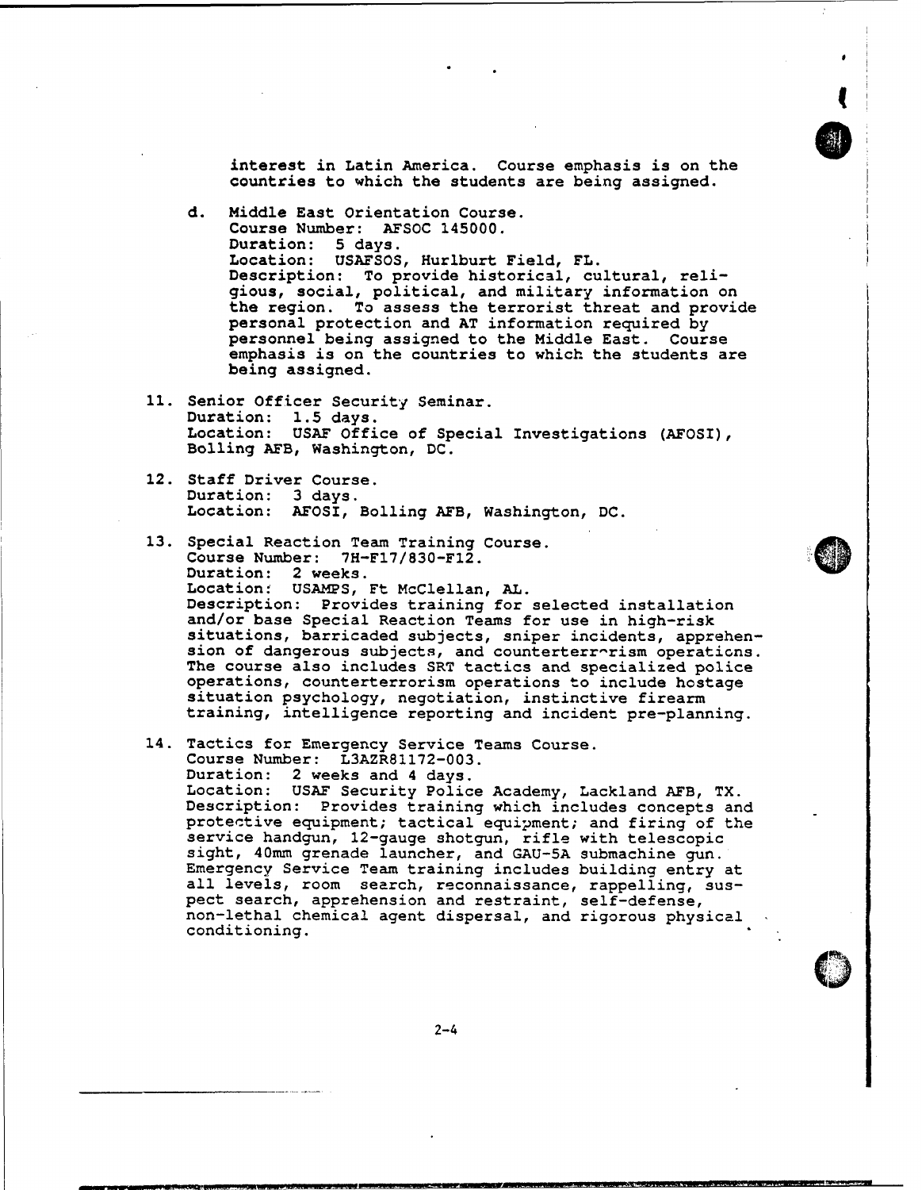interest in Latin America. Course emphasis is on the countries to which the students are being assigned.

d. Middle East Orientation Course.
   Course Number: AFSOC 145000.
   Duration: 5 days.
   Location: USAFSOS, Hurlburt Field, FL.
   Description: To provide historical, cultural, religious, social, political, and military information on the region. To assess the terrorist threat and provide personal protection and AT information required by personnel being assigned to the Middle East. Course emphasis is on the countries to which the students are being assigned.

11. Senior Officer Security Seminar.
    Duration: 1.5 days.
    Location: USAF Office of Special Investigations (AFOSI), Bolling AFB, Washington, DC.

12. Staff Driver Course.
    Duration: 3 days.
    Location: AFOSI, Bolling AFB, Washington, DC.

13. Special Reaction Team Training Course.
    Course Number: 7H-F17/830-F12.
    Duration: 2 weeks.
    Location: USAMPS, Ft McClellan, AL.
    Description: Provides training for selected installation and/or base Special Reaction Teams for use in high-risk situations, barricaded subjects, sniper incidents, apprehension of dangerous subjects, and counterterrorism operations. The course also includes SRT tactics and specialized police operations, counterterrorism operations to include hostage situation psychology, negotiation, instinctive firearm training, intelligence reporting and incident pre-planning.

14. Tactics for Emergency Service Teams Course.
    Course Number: L3AZR81172-003.
    Duration: 2 weeks and 4 days.
    Location: USAF Security Police Academy, Lackland AFB, TX.
    Description: Provides training which includes concepts and protective equipment; tactical equipment; and firing of the service handgun, 12-gauge shotgun, rifle with telescopic sight, 40mm grenade launcher, and GAU-5A submachine gun. Emergency Service Team training includes building entry at all levels, room search, reconnaissance, rappelling, suspect search, apprehension and restraint, self-defense, non-lethal chemical agent dispersal, and rigorous physical conditioning.